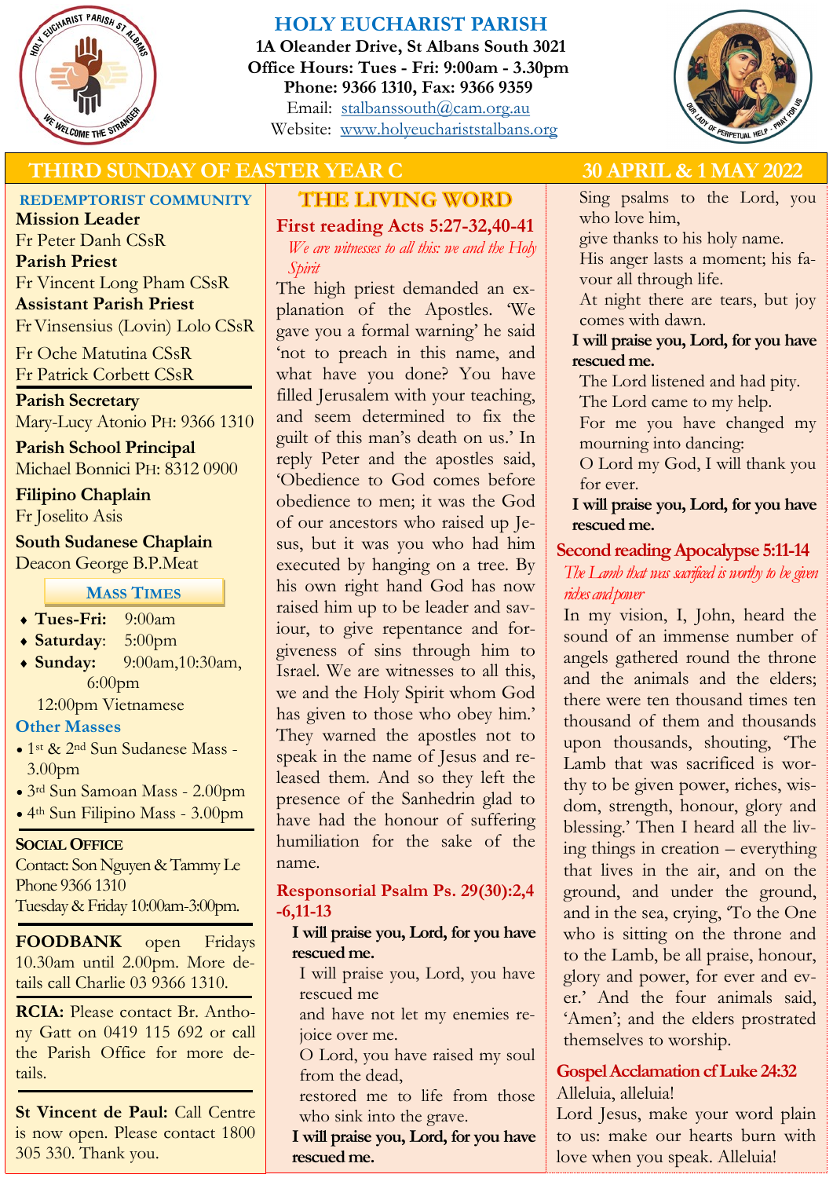# HOLY EUCHARIST PARISH

**1A Oleander Drive, St Albans South 3021**
**Office Hours: Tues - Fri: 9:00am - 3.30pm**
**Phone: 9366 1310, Fax: 9366 9359**
Email: stalbanssouth@cam.org.au
Website: www.holyeuchariststalbans.org

## THIRD SUNDAY OF EASTER YEAR C — 30 APRIL & 1 MAY 2022

### REDEMPTORIST COMMUNITY

**Mission Leader**
Fr Peter Danh CSsR

**Parish Priest**
Fr Vincent Long Pham CSsR

**Assistant Parish Priest**
Fr Vinsensius (Lovin) Lolo CSsR

Fr Oche Matutina CSsR
Fr Patrick Corbett CSsR

**Parish Secretary**
Mary-Lucy Atonio PH: 9366 1310

**Parish School Principal**
Michael Bonnici PH: 8312 0900

**Filipino Chaplain**
Fr Joselito Asis

**South Sudanese Chaplain**
Deacon George B.P.Meat

### MASS TIMES

- **Tues-Fri:** 9:00am
- **Saturday**: 5:00pm
- **Sunday:** 9:00am, 10:30am, 6:00pm

12:00pm Vietnamese

**Other Masses**

- 1st & 2nd Sun Sudanese Mass - 3.00pm
- 3rd Sun Samoan Mass - 2.00pm
- 4th Sun Filipino Mass - 3.00pm

**SOCIAL OFFICE**
Contact: Son Nguyen & Tammy Le
Phone 9366 1310
Tuesday & Friday 10:00am-3:00pm.

**FOODBANK** open Fridays 10.30am until 2.00pm. More details call Charlie 03 9366 1310.

**RCIA:** Please contact Br. Anthony Gatt on 0419 115 692 or call the Parish Office for more details.

**St Vincent de Paul:** Call Centre is now open. Please contact 1800 305 330. Thank you.

## THE LIVING WORD

### First reading Acts 5:27-32,40-41

*We are witnesses to all this: we and the Holy Spirit*

The high priest demanded an explanation of the Apostles. 'We gave you a formal warning' he said 'not to preach in this name, and what have you done? You have filled Jerusalem with your teaching, and seem determined to fix the guilt of this man's death on us.' In reply Peter and the apostles said, 'Obedience to God comes before obedience to men; it was the God of our ancestors who raised up Jesus, but it was you who had him executed by hanging on a tree. By his own right hand God has now raised him up to be leader and saviour, to give repentance and forgiveness of sins through him to Israel. We are witnesses to all this, we and the Holy Spirit whom God has given to those who obey him.' They warned the apostles not to speak in the name of Jesus and released them. And so they left the presence of the Sanhedrin glad to have had the honour of suffering humiliation for the sake of the name.

### Responsorial Psalm Ps. 29(30):2,4-6,11-13

**I will praise you, Lord, for you have rescued me.**

I will praise you, Lord, you have rescued me
and have not let my enemies rejoice over me.
O Lord, you have raised my soul from the dead,
restored me to life from those who sink into the grave.

**I will praise you, Lord, for you have rescued me.**

Sing psalms to the Lord, you who love him,
give thanks to his holy name.
His anger lasts a moment; his favour all through life.
At night there are tears, but joy comes with dawn.

**I will praise you, Lord, for you have rescued me.**

The Lord listened and had pity.
The Lord came to my help.
For me you have changed my mourning into dancing:
O Lord my God, I will thank you for ever.

**I will praise you, Lord, for you have rescued me.**

### Second reading Apocalypse 5:11-14

*The Lamb that was sacrificed is worthy to be given riches and power*

In my vision, I, John, heard the sound of an immense number of angels gathered round the throne and the animals and the elders; there were ten thousand times ten thousand of them and thousands upon thousands, shouting, 'The Lamb that was sacrificed is worthy to be given power, riches, wisdom, strength, honour, glory and blessing.' Then I heard all the living things in creation – everything that lives in the air, and on the ground, and under the ground, and in the sea, crying, 'To the One who is sitting on the throne and to the Lamb, be all praise, honour, glory and power, for ever and ever.' And the four animals said, 'Amen'; and the elders prostrated themselves to worship.

### Gospel Acclamation cf Luke 24:32

Alleluia, alleluia!
Lord Jesus, make your word plain to us: make our hearts burn with love when you speak. Alleluia!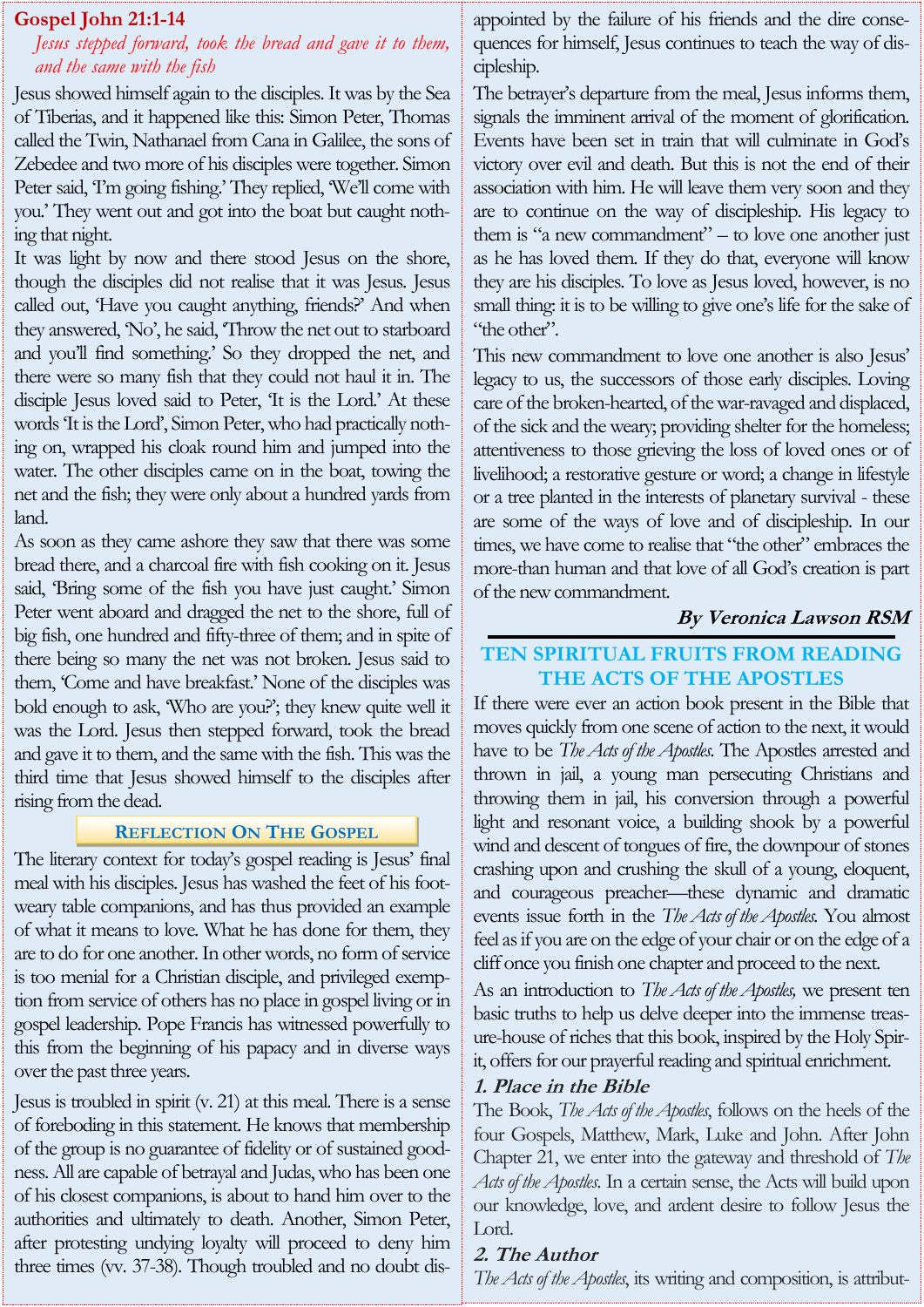## Gospel John 21:1-14

*Jesus stepped forward, took the bread and gave it to them, and the same with the fish*

Jesus showed himself again to the disciples. It was by the Sea of Tiberias, and it happened like this: Simon Peter, Thomas called the Twin, Nathanael from Cana in Galilee, the sons of Zebedee and two more of his disciples were together. Simon Peter said, 'I'm going fishing.' They replied, 'We'll come with you.' They went out and got into the boat but caught nothing that night.

It was light by now and there stood Jesus on the shore, though the disciples did not realise that it was Jesus. Jesus called out, 'Have you caught anything, friends?' And when they answered, 'No', he said, 'Throw the net out to starboard and you'll find something.' So they dropped the net, and there were so many fish that they could not haul it in. The disciple Jesus loved said to Peter, 'It is the Lord.' At these words 'It is the Lord', Simon Peter, who had practically nothing on, wrapped his cloak round him and jumped into the water. The other disciples came on in the boat, towing the net and the fish; they were only about a hundred yards from land.

As soon as they came ashore they saw that there was some bread there, and a charcoal fire with fish cooking on it. Jesus said, 'Bring some of the fish you have just caught.' Simon Peter went aboard and dragged the net to the shore, full of big fish, one hundred and fifty-three of them; and in spite of there being so many the net was not broken. Jesus said to them, 'Come and have breakfast.' None of the disciples was bold enough to ask, 'Who are you?'; they knew quite well it was the Lord. Jesus then stepped forward, took the bread and gave it to them, and the same with the fish. This was the third time that Jesus showed himself to the disciples after rising from the dead.

### Reflection On The Gospel

The literary context for today's gospel reading is Jesus' final meal with his disciples. Jesus has washed the feet of his foot-weary table companions, and has thus provided an example of what it means to love. What he has done for them, they are to do for one another. In other words, no form of service is too menial for a Christian disciple, and privileged exemption from service of others has no place in gospel living or in gospel leadership. Pope Francis has witnessed powerfully to this from the beginning of his papacy and in diverse ways over the past three years.

Jesus is troubled in spirit (v. 21) at this meal. There is a sense of foreboding in this statement. He knows that membership of the group is no guarantee of fidelity or of sustained goodness. All are capable of betrayal and Judas, who has been one of his closest companions, is about to hand him over to the authorities and ultimately to death. Another, Simon Peter, after protesting undying loyalty will proceed to deny him three times (vv. 37-38). Though troubled and no doubt disappointed by the failure of his friends and the dire consequences for himself, Jesus continues to teach the way of discipleship.

The betrayer's departure from the meal, Jesus informs them, signals the imminent arrival of the moment of glorification. Events have been set in train that will culminate in God's victory over evil and death. But this is not the end of their association with him. He will leave them very soon and they are to continue on the way of discipleship. His legacy to them is "a new commandment" – to love one another just as he has loved them. If they do that, everyone will know they are his disciples. To love as Jesus loved, however, is no small thing: it is to be willing to give one's life for the sake of "the other".

This new commandment to love one another is also Jesus' legacy to us, the successors of those early disciples. Loving care of the broken-hearted, of the war-ravaged and displaced, of the sick and the weary; providing shelter for the homeless; attentiveness to those grieving the loss of loved ones or of livelihood; a restorative gesture or word; a change in lifestyle or a tree planted in the interests of planetary survival - these are some of the ways of love and of discipleship. In our times, we have come to realise that "the other" embraces the more-than human and that love of all God's creation is part of the new commandment.

***By Veronica Lawson RSM***

---

## TEN SPIRITUAL FRUITS FROM READING THE ACTS OF THE APOSTLES

If there were ever an action book present in the Bible that moves quickly from one scene of action to the next, it would have to be *The Acts of the Apostles*. The Apostles arrested and thrown in jail, a young man persecuting Christians and throwing them in jail, his conversion through a powerful light and resonant voice, a building shook by a powerful wind and descent of tongues of fire, the downpour of stones crashing upon and crushing the skull of a young, eloquent, and courageous preacher—these dynamic and dramatic events issue forth in the *The Acts of the Apostles*. You almost feel as if you are on the edge of your chair or on the edge of a cliff once you finish one chapter and proceed to the next.

As an introduction to *The Acts of the Apostles,* we present ten basic truths to help us delve deeper into the immense treasure-house of riches that this book, inspired by the Holy Spirit, offers for our prayerful reading and spiritual enrichment.

### *1. Place in the Bible*

The Book, *The Acts of the Apostles*, follows on the heels of the four Gospels, Matthew, Mark, Luke and John. After John Chapter 21, we enter into the gateway and threshold of *The Acts of the Apostles*. In a certain sense, the Acts will build upon our knowledge, love, and ardent desire to follow Jesus the Lord.

### *2. The Author*

*The Acts of the Apostles*, its writing and composition, is attribut-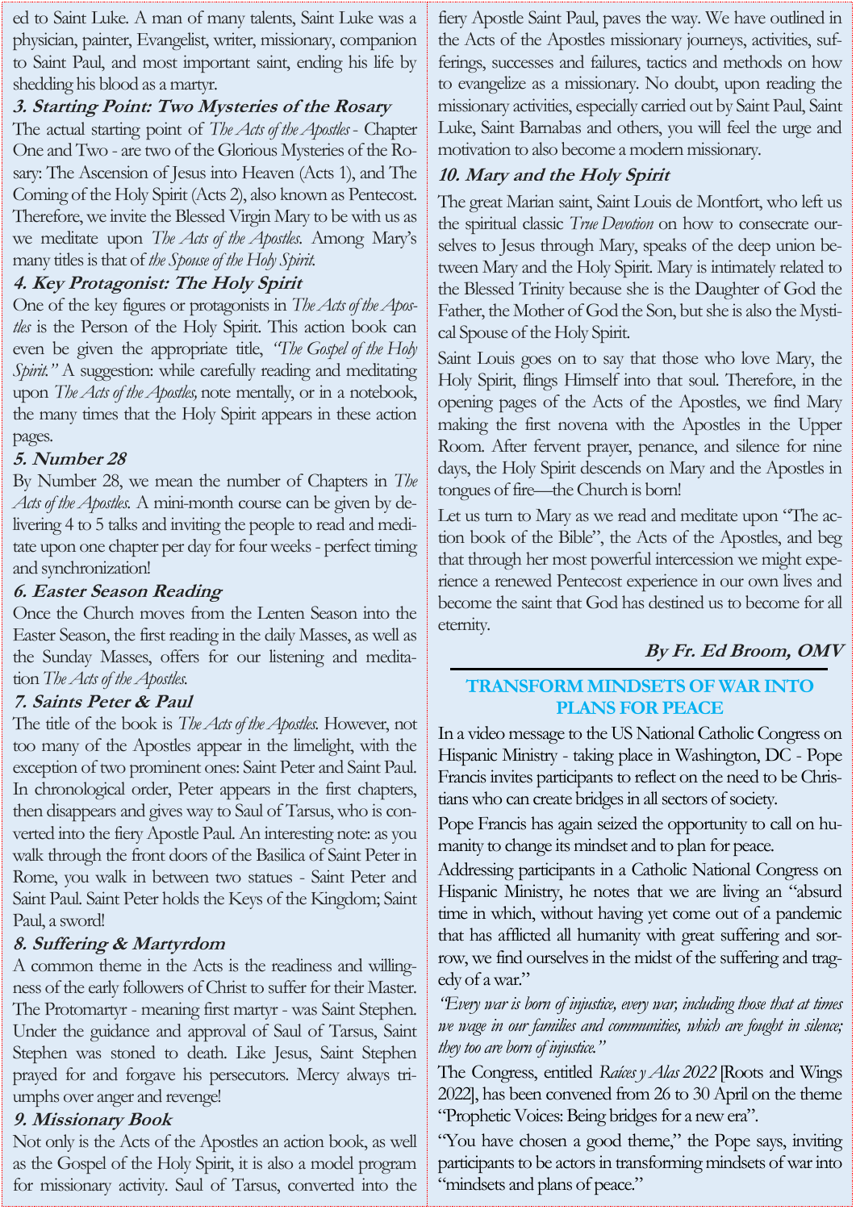ed to Saint Luke. A man of many talents, Saint Luke was a physician, painter, Evangelist, writer, missionary, companion to Saint Paul, and most important saint, ending his life by shedding his blood as a martyr.

### 3. Starting Point: Two Mysteries of the Rosary

The actual starting point of *The Acts of the Apostles* - Chapter One and Two - are two of the Glorious Mysteries of the Rosary: The Ascension of Jesus into Heaven (Acts 1), and The Coming of the Holy Spirit (Acts 2), also known as Pentecost. Therefore, we invite the Blessed Virgin Mary to be with us as we meditate upon *The Acts of the Apostles*. Among Mary's many titles is that of *the Spouse of the Holy Spirit*.

### 4. Key Protagonist: The Holy Spirit

One of the key figures or protagonists in *The Acts of the Apostles* is the Person of the Holy Spirit. This action book can even be given the appropriate title, *"The Gospel of the Holy Spirit."* A suggestion: while carefully reading and meditating upon *The Acts of the Apostles,* note mentally, or in a notebook, the many times that the Holy Spirit appears in these action pages.

### 5. Number 28

By Number 28, we mean the number of Chapters in *The Acts of the Apostles*. A mini-month course can be given by delivering 4 to 5 talks and inviting the people to read and meditate upon one chapter per day for four weeks - perfect timing and synchronization!

### 6. Easter Season Reading

Once the Church moves from the Lenten Season into the Easter Season, the first reading in the daily Masses, as well as the Sunday Masses, offers for our listening and meditation *The Acts of the Apostles*.

### 7. Saints Peter & Paul

The title of the book is *The Acts of the Apostles*. However, not too many of the Apostles appear in the limelight, with the exception of two prominent ones: Saint Peter and Saint Paul. In chronological order, Peter appears in the first chapters, then disappears and gives way to Saul of Tarsus, who is converted into the fiery Apostle Paul. An interesting note: as you walk through the front doors of the Basilica of Saint Peter in Rome, you walk in between two statues - Saint Peter and Saint Paul. Saint Peter holds the Keys of the Kingdom; Saint Paul, a sword!

### 8. Suffering & Martyrdom

A common theme in the Acts is the readiness and willingness of the early followers of Christ to suffer for their Master. The Protomartyr - meaning first martyr - was Saint Stephen. Under the guidance and approval of Saul of Tarsus, Saint Stephen was stoned to death. Like Jesus, Saint Stephen prayed for and forgave his persecutors. Mercy always triumphs over anger and revenge!

### 9. Missionary Book

Not only is the Acts of the Apostles an action book, as well as the Gospel of the Holy Spirit, it is also a model program for missionary activity. Saul of Tarsus, converted into the fiery Apostle Saint Paul, paves the way. We have outlined in the Acts of the Apostles missionary journeys, activities, sufferings, successes and failures, tactics and methods on how to evangelize as a missionary. No doubt, upon reading the missionary activities, especially carried out by Saint Paul, Saint Luke, Saint Barnabas and others, you will feel the urge and motivation to also become a modern missionary.

### 10. Mary and the Holy Spirit

The great Marian saint, Saint Louis de Montfort, who left us the spiritual classic *True Devotion* on how to consecrate ourselves to Jesus through Mary, speaks of the deep union between Mary and the Holy Spirit. Mary is intimately related to the Blessed Trinity because she is the Daughter of God the Father, the Mother of God the Son, but she is also the Mystical Spouse of the Holy Spirit.

Saint Louis goes on to say that those who love Mary, the Holy Spirit, flings Himself into that soul. Therefore, in the opening pages of the Acts of the Apostles, we find Mary making the first novena with the Apostles in the Upper Room. After fervent prayer, penance, and silence for nine days, the Holy Spirit descends on Mary and the Apostles in tongues of fire—the Church is born!

Let us turn to Mary as we read and meditate upon "The action book of the Bible", the Acts of the Apostles, and beg that through her most powerful intercession we might experience a renewed Pentecost experience in our own lives and become the saint that God has destined us to become for all eternity.

**By Fr. Ed Broom, OMV**

---

## TRANSFORM MINDSETS OF WAR INTO PLANS FOR PEACE

In a video message to the US National Catholic Congress on Hispanic Ministry - taking place in Washington, DC - Pope Francis invites participants to reflect on the need to be Christians who can create bridges in all sectors of society.

Pope Francis has again seized the opportunity to call on humanity to change its mindset and to plan for peace.

Addressing participants in a Catholic National Congress on Hispanic Ministry, he notes that we are living an "absurd time in which, without having yet come out of a pandemic that has afflicted all humanity with great suffering and sorrow, we find ourselves in the midst of the suffering and tragedy of a war."

*"Every war is born of injustice, every war, including those that at times we wage in our families and communities, which are fought in silence; they too are born of injustice."*

The Congress, entitled *Raíces y Alas 2022* [Roots and Wings 2022], has been convened from 26 to 30 April on the theme "Prophetic Voices: Being bridges for a new era".

"You have chosen a good theme," the Pope says, inviting participants to be actors in transforming mindsets of war into "mindsets and plans of peace."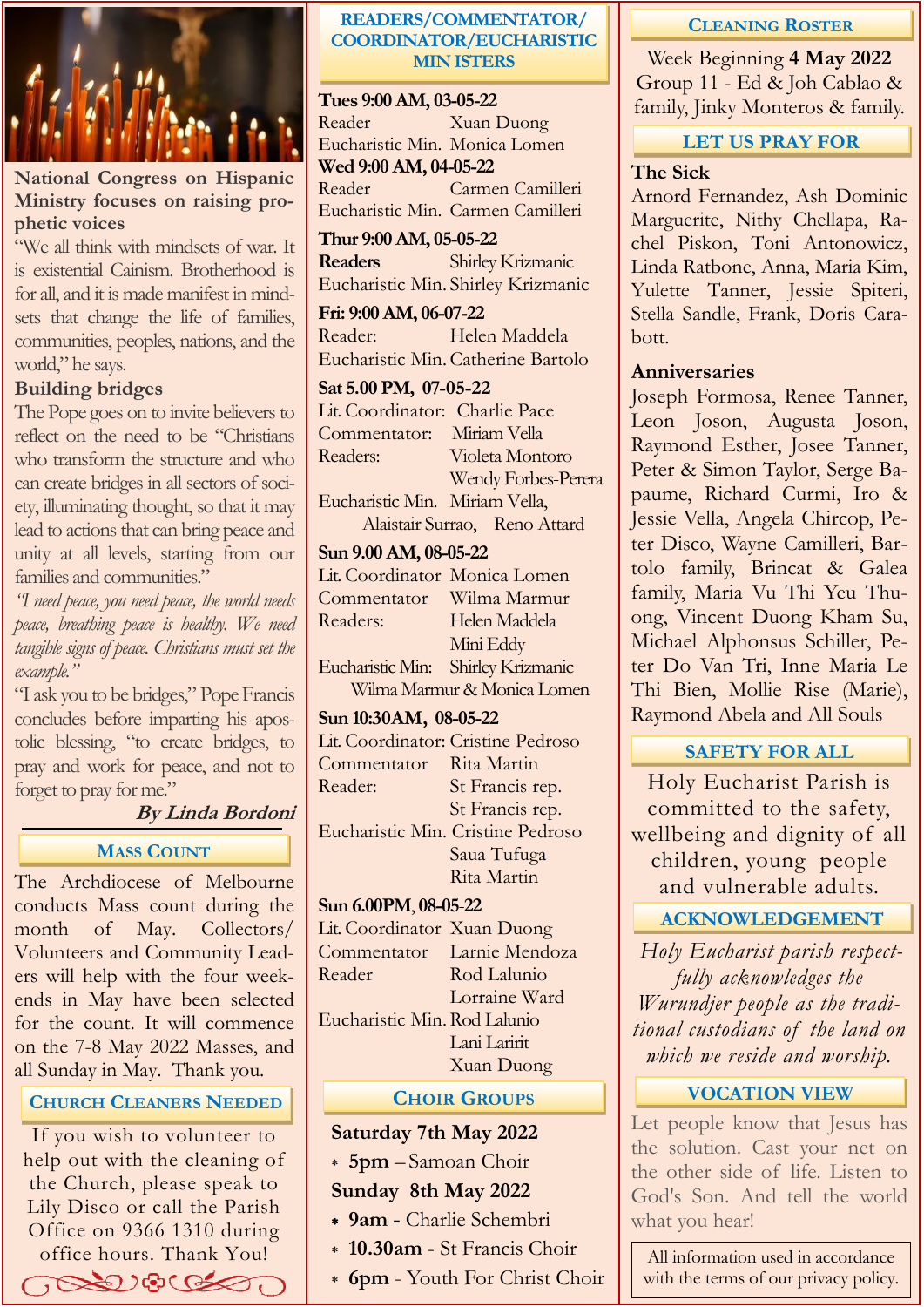**National Congress on Hispanic Ministry focuses on raising prophetic voices**

"We all think with mindsets of war. It is existential Cainism. Brotherhood is for all, and it is made manifest in mindsets that change the life of families, communities, peoples, nations, and the world," he says.

**Building bridges**

The Pope goes on to invite believers to reflect on the need to be "Christians who transform the structure and who can create bridges in all sectors of society, illuminating thought, so that it may lead to actions that can bring peace and unity at all levels, starting from our families and communities."

*"I need peace, you need peace, the world needs peace, breathing peace is healthy. We need tangible signs of peace. Christians must set the example."*

"I ask you to be bridges," Pope Francis concludes before imparting his apostolic blessing, "to create bridges, to pray and work for peace, and not to forget to pray for me."

***By Linda Bordoni***

## Mass Count

The Archdiocese of Melbourne conducts Mass count during the month of May. Collectors/ Volunteers and Community Leaders will help with the four weekends in May have been selected for the count. It will commence on the 7-8 May 2022 Masses, and all Sunday in May. Thank you.

## Church Cleaners Needed

If you wish to volunteer to help out with the cleaning of the Church, please speak to Lily Disco or call the Parish Office on 9366 1310 during office hours. Thank You!

## READERS/COMMENTATOR/ COORDINATOR/EUCHARISTIC MINISTERS

**Tues 9:00 AM, 03-05-22**
Reader — Xuan Duong
Eucharistic Min. — Monica Lomen

**Wed 9:00 AM, 04-05-22**
Reader — Carmen Camilleri
Eucharistic Min. — Carmen Camilleri

**Thur 9:00 AM, 05-05-22**
**Readers** — Shirley Krizmanic
Eucharistic Min. — Shirley Krizmanic

**Fri: 9:00 AM, 06-07-22**
Reader: — Helen Maddela
Eucharistic Min. — Catherine Bartolo

**Sat 5.00 PM, 07-05-22**
Lit. Coordinator: — Charlie Pace
Commentator: — Miriam Vella
Readers: — Violeta Montoro, Wendy Forbes-Perera
Eucharistic Min. — Miriam Vella, Alaistair Surrao, Reno Attard

**Sun 9.00 AM, 08-05-22**
Lit. Coordinator — Monica Lomen
Commentator — Wilma Marmur
Readers: — Helen Maddela, Mini Eddy
Eucharistic Min: — Shirley Krizmanic, Wilma Marmur & Monica Lomen

**Sun 10:30AM, 08-05-22**
Lit. Coordinator: — Cristine Pedroso
Commentator — Rita Martin
Reader: — St Francis rep., St Francis rep.
Eucharistic Min. — Cristine Pedroso, Saua Tufuga, Rita Martin

**Sun 6.00PM, 08-05-22**
Lit. Coordinator — Xuan Duong
Commentator — Larnie Mendoza
Reader — Rod Lalunio, Lorraine Ward
Eucharistic Min. — Rod Lalunio, Lani Lalirit, Xuan Duong

## Choir Groups

**Saturday 7th May 2022**

* **5pm** – Samoan Choir

**Sunday 8th May 2022**

* **9am -** Charlie Schembri
* **10.30am** - St Francis Choir
* **6pm** - Youth For Christ Choir

## Cleaning Roster

Week Beginning **4 May 2022**
Group 11 - Ed & Joh Cablao & family, Jinky Monteros & family.

## LET US PRAY FOR

**The Sick**

Arnord Fernandez, Ash Dominic Marguerite, Nithy Chellapa, Rachel Piskon, Toni Antonowicz, Linda Ratbone, Anna, Maria Kim, Yulette Tanner, Jessie Spiteri, Stella Sandle, Frank, Doris Carabott.

**Anniversaries**

Joseph Formosa, Renee Tanner, Leon Joson, Augusta Joson, Raymond Esther, Josee Tanner, Peter & Simon Taylor, Serge Bapaume, Richard Curmi, Iro & Jessie Vella, Angela Chircop, Peter Disco, Wayne Camilleri, Bartolo family, Brincat & Galea family, Maria Vu Thi Yeu Thuong, Vincent Duong Kham Su, Michael Alphonsus Schiller, Peter Do Van Tri, Inne Maria Le Thi Bien, Mollie Rise (Marie), Raymond Abela and All Souls

## SAFETY FOR ALL

Holy Eucharist Parish is committed to the safety, wellbeing and dignity of all children, young people and vulnerable adults.

## ACKNOWLEDGEMENT

*Holy Eucharist parish respectfully acknowledges the Wurundjer people as the traditional custodians of the land on which we reside and worship.*

## VOCATION VIEW

Let people know that Jesus has the solution. Cast your net on the other side of life. Listen to God's Son. And tell the world what you hear!

All information used in accordance with the terms of our privacy policy.